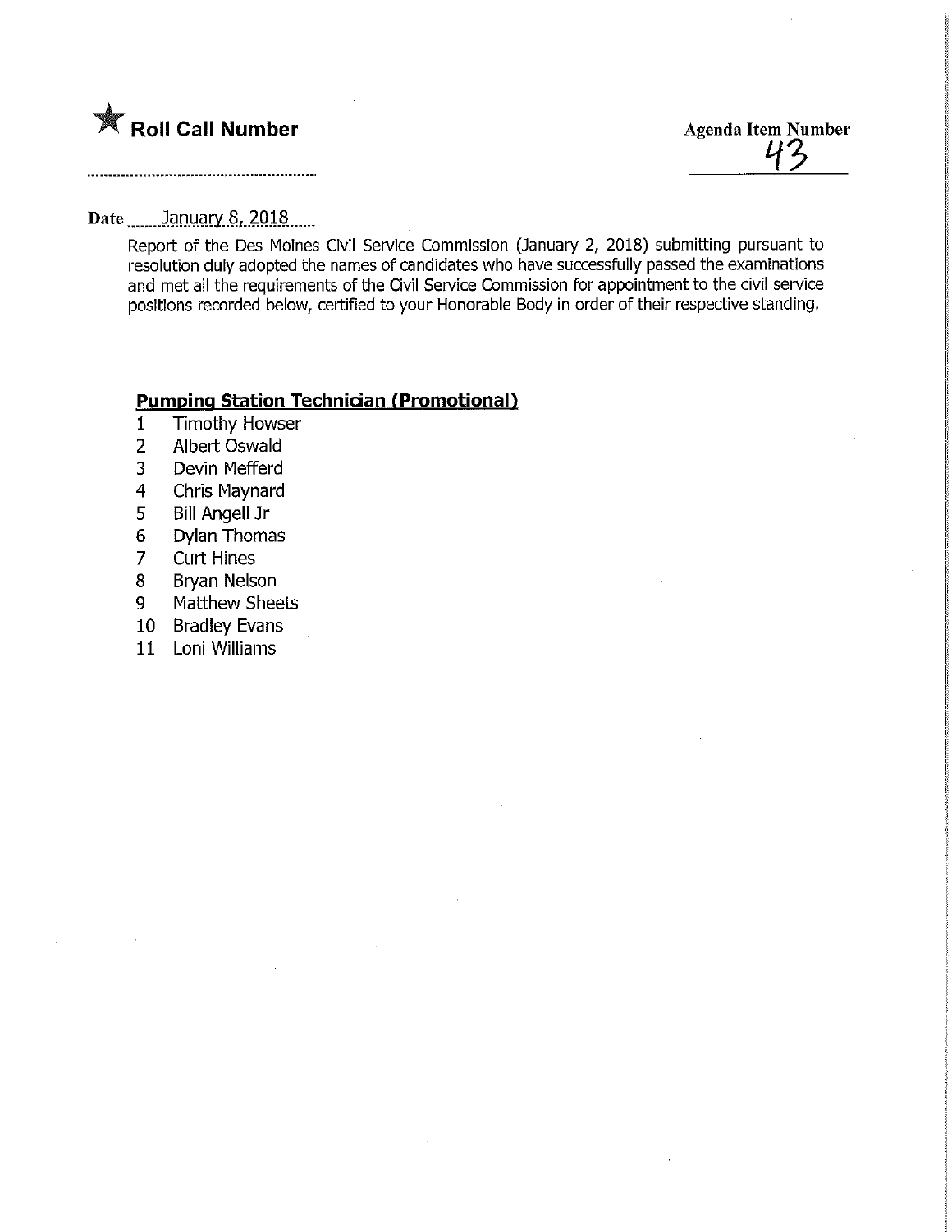★ **Roll Call Number**

**Agenda Item Number**
43

**Date** January 8, 2018

Report of the Des Moines Civil Service Commission (January 2, 2018) submitting pursuant to resolution duly adopted the names of candidates who have successfully passed the examinations and met all the requirements of the Civil Service Commission for appointment to the civil service positions recorded below, certified to your Honorable Body in order of their respective standing.

**Pumping Station Technician (Promotional)**

1. Timothy Howser
2. Albert Oswald
3. Devin Mefferd
4. Chris Maynard
5. Bill Angell Jr
6. Dylan Thomas
7. Curt Hines
8. Bryan Nelson
9. Matthew Sheets
10. Bradley Evans
11. Loni Williams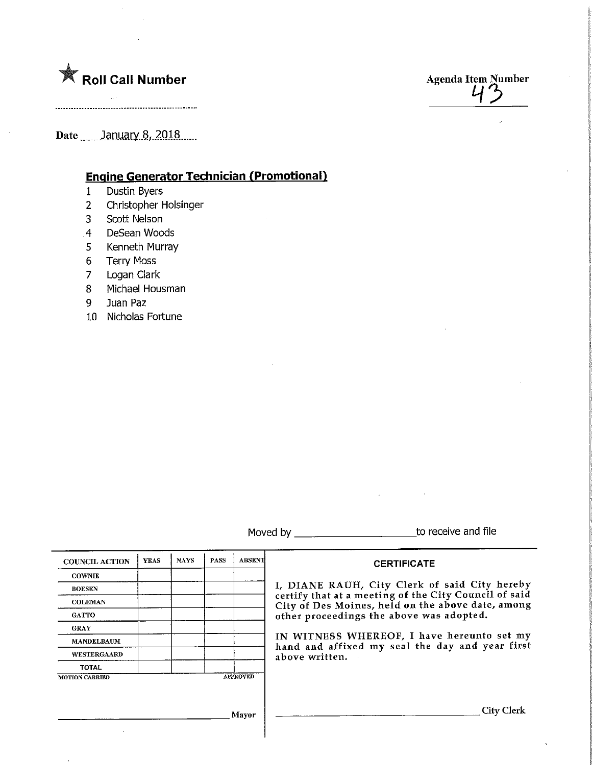★ **Roll Call Number**

........................................................

**Agenda Item Number**
43

Date January 8, 2018

**Engine Generator Technician (Promotional)**

1. Dustin Byers
2. Christopher Holsinger
3. Scott Nelson
4. DeSean Woods
5. Kenneth Murray
6. Terry Moss
7. Logan Clark
8. Michael Housman
9. Juan Paz
10. Nicholas Fortune

Moved by ____________________ to receive and file

| COUNCIL ACTION | YEAS | NAYS | PASS | ABSENT |
|---|---|---|---|---|
| COWNIE | | | | |
| BOESEN | | | | |
| COLEMAN | | | | |
| GATTO | | | | |
| GRAY | | | | |
| MANDELBAUM | | | | |
| WESTERGAARD | | | | |
| TOTAL | | | | |

MOTION CARRIED APPROVED

______________________________ Mayor

**CERTIFICATE**

I, DIANE RAUH, City Clerk of said City hereby certify that at a meeting of the City Council of said City of Des Moines, held on the above date, among other proceedings the above was adopted.

IN WITNESS WHEREOF, I have hereunto set my hand and affixed my seal the day and year first above written.

______________________________ City Clerk